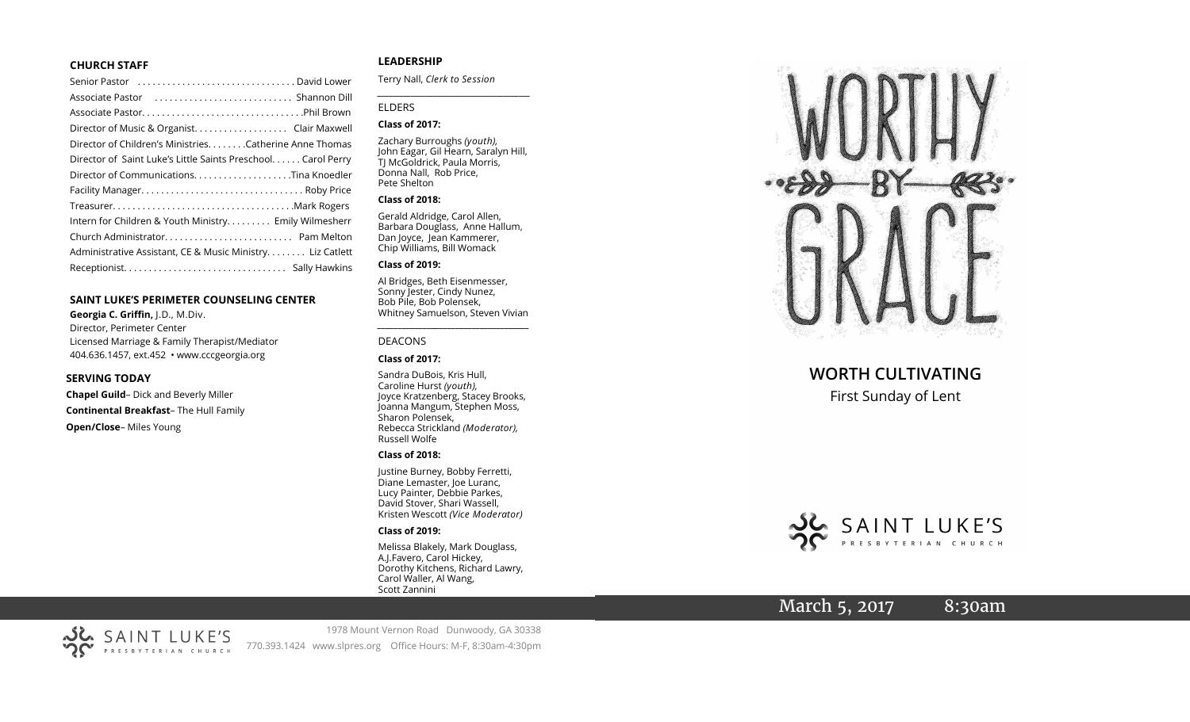### CHURCH STAFF

Senior Pastor . . . . . . . . . . . . . . . . . . . . . . . . . . . . . . . David Lower
Associate Pastor . . . . . . . . . . . . . . . . . . . . . . . . . . . Shannon Dill
Associate Pastor. . . . . . . . . . . . . . . . . . . . . . . . . . . . . . . .Phil Brown
Director of Music & Organist. . . . . . . . . . . . . . . . . . . Clair Maxwell
Director of Children's Ministries. . . . . . . .Catherine Anne Thomas
Director of Saint Luke's Little Saints Preschool. . . . . . Carol Perry
Director of Communications. . . . . . . . . . . . . . . . . . . .Tina Knoedler
Facility Manager. . . . . . . . . . . . . . . . . . . . . . . . . . . . . . . . Roby Price
Treasurer. . . . . . . . . . . . . . . . . . . . . . . . . . . . . . . . . . . .Mark Rogers
Intern for Children & Youth Ministry. . . . . . . . . Emily Wilmesherr
Church Administrator. . . . . . . . . . . . . . . . . . . . . . . . . Pam Melton
Administrative Assistant, CE & Music Ministry. . . . . . . . Liz Catlett
Receptionist. . . . . . . . . . . . . . . . . . . . . . . . . . . . . . . . Sally Hawkins

### SAINT LUKE'S PERIMETER COUNSELING CENTER

**Georgia C. Griffin,** J.D., M.Div.
Director, Perimeter Center
Licensed Marriage & Family Therapist/Mediator
404.636.1457, ext.452 • www.cccgeorgia.org

### SERVING TODAY

**Chapel Guild**– Dick and Beverly Miller
**Continental Breakfast**– The Hull Family
**Open/Close**– Miles Young

### LEADERSHIP

Terry Nall, *Clerk to Session*

ELDERS

**Class of 2017:**

Zachary Burroughs *(youth),* John Eagar, Gil Hearn, Saralyn Hill, TJ McGoldrick, Paula Morris, Donna Nall, Rob Price, Pete Shelton

**Class of 2018:**

Gerald Aldridge, Carol Allen, Barbara Douglass, Anne Hallum, Dan Joyce, Jean Kammerer, Chip Williams, Bill Womack

**Class of 2019:**

Al Bridges, Beth Eisenmesser, Sonny Jester, Cindy Nunez, Bob Pile, Bob Polensek, Whitney Samuelson, Steven Vivian

DEACONS

**Class of 2017:**

Sandra DuBois, Kris Hull, Caroline Hurst *(youth),* Joyce Kratzenberg, Stacey Brooks, Joanna Mangum, Stephen Moss, Sharon Polensek, Rebecca Strickland *(Moderator),* Russell Wolfe

**Class of 2018:**

Justine Burney, Bobby Ferretti, Diane Lemaster, Joe Luranc, Lucy Painter, Debbie Parkes, David Stover, Shari Wassell, Kristen Wescott *(Vice Moderator)*

**Class of 2019:**

Melissa Blakely, Mark Douglass, A.J.Favero, Carol Hickey, Dorothy Kitchens, Richard Lawry, Carol Waller, Al Wang, Scott Zannini

# WORTHY BY GRACE

## WORTH CULTIVATING

First Sunday of Lent

SAINT LUKE'S PRESBYTERIAN CHURCH

March 5, 2017 8:30am

SAINT LUKE'S PRESBYTERIAN CHURCH

1978 Mount Vernon Road Dunwoody, GA 30338
770.393.1424 www.slpres.org Office Hours: M-F, 8:30am-4:30pm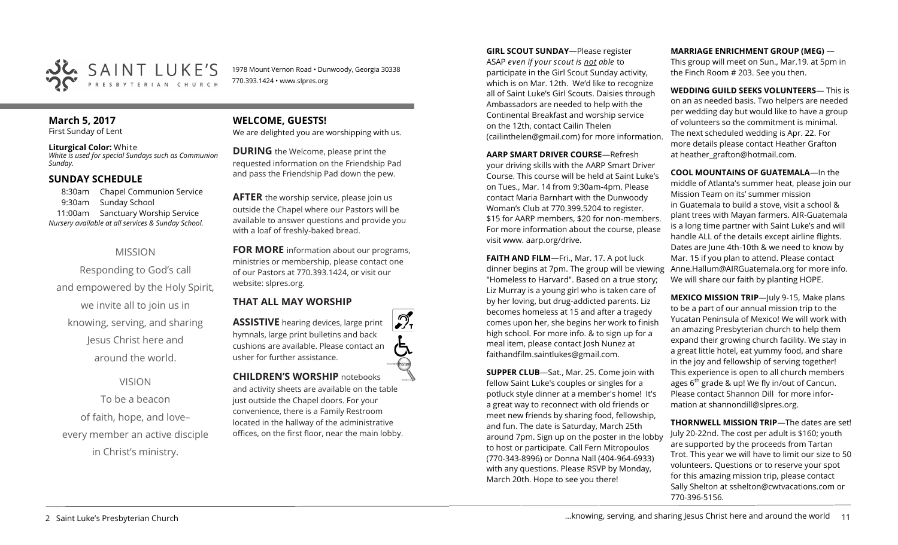SAINT LUKE'S PRESBYTERIAN CHURCH

1978 Mount Vernon Road • Dunwoody, Georgia 30338
770.393.1424 • www.slpres.org

**March 5, 2017**
First Sunday of Lent

**Liturgical Color:** White
*White is used for special Sundays such as Communion Sunday.*

## SUNDAY SCHEDULE

8:30am Chapel Communion Service
9:30am Sunday School
11:00am Sanctuary Worship Service
*Nursery available at all services & Sunday School.*

MISSION

Responding to God's call and empowered by the Holy Spirit, we invite all to join us in knowing, serving, and sharing Jesus Christ here and around the world.

VISION

To be a beacon of faith, hope, and love– every member an active disciple in Christ's ministry.

## WELCOME, GUESTS!

We are delighted you are worshipping with us.

**DURING** the Welcome, please print the requested information on the Friendship Pad and pass the Friendship Pad down the pew.

**AFTER** the worship service, please join us outside the Chapel where our Pastors will be available to answer questions and provide you with a loaf of freshly-baked bread.

**FOR MORE** information about our programs, ministries or membership, please contact one of our Pastors at 770.393.1424, or visit our website: slpres.org.

## THAT ALL MAY WORSHIP

**ASSISTIVE** hearing devices, large print hymnals, large print bulletins and back cushions are available. Please contact an usher for further assistance.

**CHILDREN'S WORSHIP** notebooks and activity sheets are available on the table just outside the Chapel doors. For your convenience, there is a Family Restroom located in the hallway of the administrative offices, on the first floor, near the main lobby.

**GIRL SCOUT SUNDAY**—Please register ASAP *even if your scout is not able* to participate in the Girl Scout Sunday activity, which is on Mar. 12th. We'd like to recognize all of Saint Luke's Girl Scouts. Daisies through Ambassadors are needed to help with the Continental Breakfast and worship service on the 12th, contact Cailin Thelen (cailinthelen@gmail.com) for more information.

**AARP SMART DRIVER COURSE**—Refresh your driving skills with the AARP Smart Driver Course. This course will be held at Saint Luke's on Tues., Mar. 14 from 9:30am-4pm. Please contact Maria Barnhart with the Dunwoody Woman's Club at 770.399.5204 to register. $15 for AARP members, $20 for non-members. For more information about the course, please visit www. aarp.org/drive.

**FAITH AND FILM**—Fri., Mar. 17. A pot luck dinner begins at 7pm. The group will be viewing "Homeless to Harvard". Based on a true story; Liz Murray is a young girl who is taken care of by her loving, but drug-addicted parents. Liz becomes homeless at 15 and after a tragedy comes upon her, she begins her work to finish high school. For more info. & to sign up for a meal item, please contact Josh Nunez at faithandfilm.saintlukes@gmail.com.

**SUPPER CLUB**—Sat., Mar. 25. Come join with fellow Saint Luke's couples or singles for a potluck style dinner at a member's home! It's a great way to reconnect with old friends or meet new friends by sharing food, fellowship, and fun. The date is Saturday, March 25th around 7pm. Sign up on the poster in the lobby to host or participate. Call Fern Mitropoulos (770-343-8996) or Donna Nall (404-964-6933) with any questions. Please RSVP by Monday, March 20th. Hope to see you there!

**MARRIAGE ENRICHMENT GROUP (MEG)** — This group will meet on Sun., Mar.19. at 5pm in the Finch Room # 203. See you then.

**WEDDING GUILD SEEKS VOLUNTEERS**— This is on an as needed basis. Two helpers are needed per wedding day but would like to have a group of volunteers so the commitment is minimal. The next scheduled wedding is Apr. 22. For more details please contact Heather Grafton at heather_grafton@hotmail.com.

**COOL MOUNTAINS OF GUATEMALA**—In the middle of Atlanta's summer heat, please join our Mission Team on its' summer mission in Guatemala to build a stove, visit a school & plant trees with Mayan farmers. AIR-Guatemala is a long time partner with Saint Luke's and will handle ALL of the details except airline flights. Dates are June 4th-10th & we need to know by Mar. 15 if you plan to attend. Please contact Anne.Hallum@AIRGuatemala.org for more info. We will share our faith by planting HOPE.

**MEXICO MISSION TRIP**—July 9-15, Make plans to be a part of our annual mission trip to the Yucatan Peninsula of Mexico! We will work with an amazing Presbyterian church to help them expand their growing church facility. We stay in a great little hotel, eat yummy food, and share in the joy and fellowship of serving together! This experience is open to all church members ages 6th grade & up! We fly in/out of Cancun. Please contact Shannon Dill for more information at shannondill@slpres.org.

**THORNWELL MISSION TRIP**—The dates are set! July 20-22nd. The cost per adult is $160; youth are supported by the proceeds from Tartan Trot. This year we will have to limit our size to 50 volunteers. Questions or to reserve your spot for this amazing mission trip, please contact Sally Shelton at sshelton@cwtvacations.com or 770-396-5156.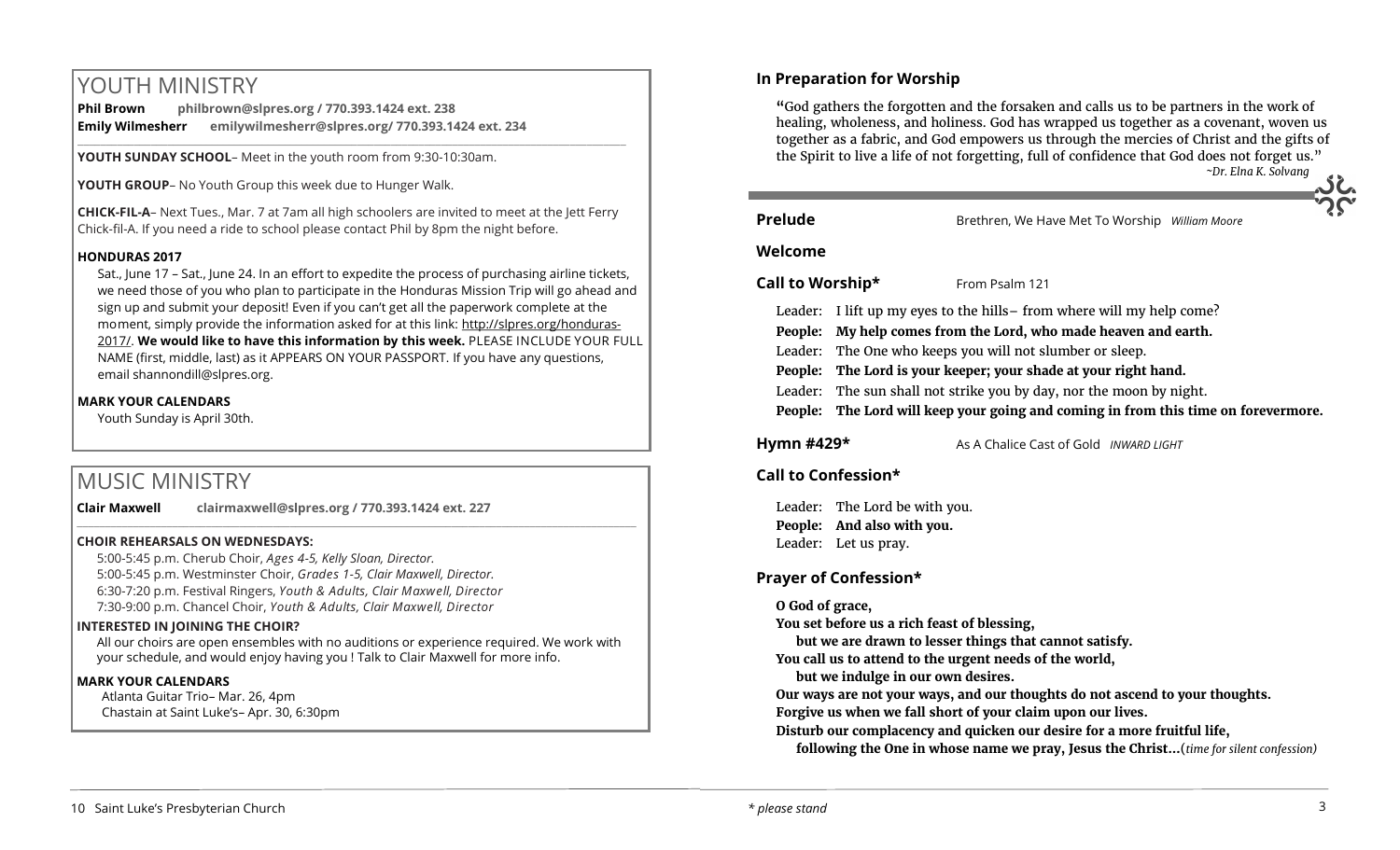# YOUTH MINISTRY

**Phil Brown** **philbrown@slpres.org / 770.393.1424 ext. 238**
**Emily Wilmesherr** **emilywilmesherr@slpres.org/ 770.393.1424 ext. 234**

**YOUTH SUNDAY SCHOOL**– Meet in the youth room from 9:30-10:30am.

**YOUTH GROUP**– No Youth Group this week due to Hunger Walk.

**CHICK-FIL-A**– Next Tues., Mar. 7 at 7am all high schoolers are invited to meet at the Jett Ferry Chick-fil-A. If you need a ride to school please contact Phil by 8pm the night before.

**HONDURAS 2017**

Sat., June 17 – Sat., June 24. In an effort to expedite the process of purchasing airline tickets, we need those of you who plan to participate in the Honduras Mission Trip will go ahead and sign up and submit your deposit! Even if you can't get all the paperwork complete at the moment, simply provide the information asked for at this link: http://slpres.org/honduras-2017/. **We would like to have this information by this week.** PLEASE INCLUDE YOUR FULL NAME (first, middle, last) as it APPEARS ON YOUR PASSPORT. If you have any questions, email shannondill@slpres.org.

**MARK YOUR CALENDARS**

Youth Sunday is April 30th.

# MUSIC MINISTRY

**Clair Maxwell** **clairmaxwell@slpres.org / 770.393.1424 ext. 227**

**CHOIR REHEARSALS ON WEDNESDAYS:**

5:00-5:45 p.m. Cherub Choir, *Ages 4-5, Kelly Sloan, Director.*
5:00-5:45 p.m. Westminster Choir, *Grades 1-5, Clair Maxwell, Director.*
6:30-7:20 p.m. Festival Ringers, *Youth & Adults, Clair Maxwell, Director*
7:30-9:00 p.m. Chancel Choir, *Youth & Adults, Clair Maxwell, Director*

**INTERESTED IN JOINING THE CHOIR?**

All our choirs are open ensembles with no auditions or experience required. We work with your schedule, and would enjoy having you ! Talk to Clair Maxwell for more info.

**MARK YOUR CALENDARS**

Atlanta Guitar Trio– Mar. 26, 4pm
Chastain at Saint Luke's– Apr. 30, 6:30pm

## In Preparation for Worship

"God gathers the forgotten and the forsaken and calls us to be partners in the work of healing, wholeness, and holiness. God has wrapped us together as a covenant, woven us together as a fabric, and God empowers us through the mercies of Christ and the gifts of the Spirit to live a life of not forgetting, full of confidence that God does not forget us."
*~Dr. Elna K. Solvang*

**Prelude** Brethren, We Have Met To Worship *William Moore*

**Welcome**

**Call to Worship*** From Psalm 121

Leader: I lift up my eyes to the hills– from where will my help come?
**People: My help comes from the Lord, who made heaven and earth.**
Leader: The One who keeps you will not slumber or sleep.
**People: The Lord is your keeper; your shade at your right hand.**
Leader: The sun shall not strike you by day, nor the moon by night.
**People: The Lord will keep your going and coming in from this time on forevermore.**

**Hymn #429*** As A Chalice Cast of Gold *INWARD LIGHT*

**Call to Confession***

Leader: The Lord be with you.
**People: And also with you.**
Leader: Let us pray.

**Prayer of Confession***

**O God of grace,**
**You set before us a rich feast of blessing,**
**but we are drawn to lesser things that cannot satisfy.**
**You call us to attend to the urgent needs of the world,**
**but we indulge in our own desires.**
**Our ways are not your ways, and our thoughts do not ascend to your thoughts.**
**Forgive us when we fall short of your claim upon our lives.**
**Disturb our complacency and quicken our desire for a more fruitful life,**
**following the One in whose name we pray, Jesus the Christ…**(*time for silent confession)*

*\* please stand*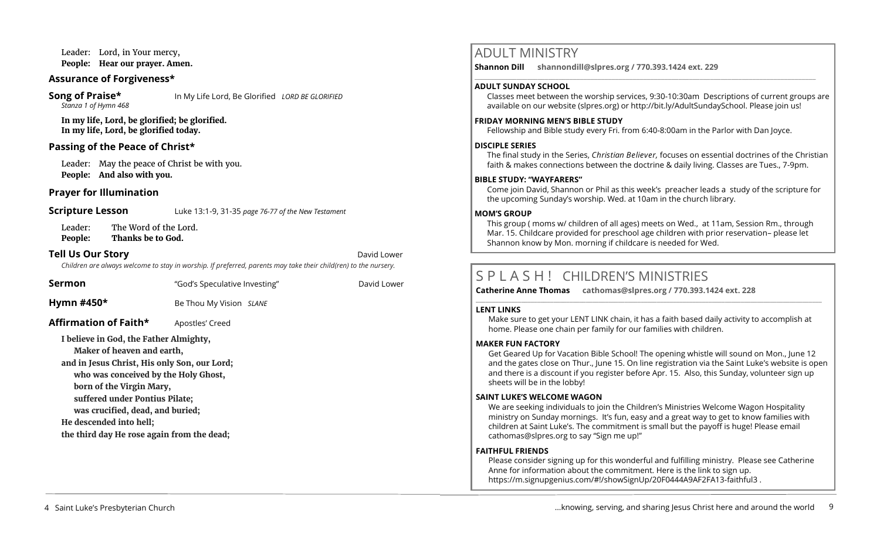Leader: Lord, in Your mercy,
**People: Hear our prayer. Amen.**

### Assurance of Forgiveness*

**Song of Praise*** In My Life Lord, Be Glorified *LORD BE GLORIFIED*
*Stanza 1 of Hymn 468*

**In my life, Lord, be glorified; be glorified.**
**In my life, Lord, be glorified today.**

### Passing of the Peace of Christ*

Leader: May the peace of Christ be with you.
**People: And also with you.**

### Prayer for Illumination

**Scripture Lesson** Luke 13:1-9, 31-35 *page 76-77 of the New Testament*

Leader: The Word of the Lord.
**People: Thanks be to God.**

**Tell Us Our Story** David Lower
*Children are always welcome to stay in worship. If preferred, parents may take their child(ren) to the nursery.*

**Sermon** "God's Speculative Investing" David Lower

**Hymn #450*** Be Thou My Vision *SLANE*

**Affirmation of Faith*** Apostles' Creed

**I believe in God, the Father Almighty,**
**Maker of heaven and earth,**
**and in Jesus Christ, His only Son, our Lord;**
**who was conceived by the Holy Ghost,**
**born of the Virgin Mary,**
**suffered under Pontius Pilate;**
**was crucified, dead, and buried;**
**He descended into hell;**
**the third day He rose again from the dead;**

## ADULT MINISTRY

**Shannon Dill shannondill@slpres.org / 770.393.1424 ext. 229**

**ADULT SUNDAY SCHOOL**
Classes meet between the worship services, 9:30-10:30am Descriptions of current groups are available on our website (slpres.org) or http://bit.ly/AdultSundaySchool. Please join us!

**FRIDAY MORNING MEN'S BIBLE STUDY**
Fellowship and Bible study every Fri. from 6:40-8:00am in the Parlor with Dan Joyce.

**DISCIPLE SERIES**
The final study in the Series, *Christian Believer,* focuses on essential doctrines of the Christian faith & makes connections between the doctrine & daily living. Classes are Tues., 7-9pm.

**BIBLE STUDY: "WAYFARERS"**
Come join David, Shannon or Phil as this week's preacher leads a study of the scripture for the upcoming Sunday's worship. Wed. at 10am in the church library.

**MOM'S GROUP**
This group ( moms w/ children of all ages) meets on Wed., at 11am, Session Rm., through Mar. 15. Childcare provided for preschool age children with prior reservation– please let Shannon know by Mon. morning if childcare is needed for Wed.

## S P L A S H ! CHILDREN'S MINISTRIES

**Catherine Anne Thomas cathomas@slpres.org / 770.393.1424 ext. 228**

**LENT LINKS**
Make sure to get your LENT LINK chain, it has a faith based daily activity to accomplish at home. Please one chain per family for our families with children.

**MAKER FUN FACTORY**
Get Geared Up for Vacation Bible School! The opening whistle will sound on Mon., June 12 and the gates close on Thur., June 15. On line registration via the Saint Luke's website is open and there is a discount if you register before Apr. 15. Also, this Sunday, volunteer sign up sheets will be in the lobby!

**SAINT LUKE'S WELCOME WAGON**
We are seeking individuals to join the Children's Ministries Welcome Wagon Hospitality ministry on Sunday mornings. It's fun, easy and a great way to get to know families with children at Saint Luke's. The commitment is small but the payoff is huge! Please email cathomas@slpres.org to say "Sign me up!"

**FAITHFUL FRIENDS**
Please consider signing up for this wonderful and fulfilling ministry. Please see Catherine Anne for information about the commitment. Here is the link to sign up. https://m.signupgenius.com/#!/showSignUp/20F0444A9AF2FA13-faithful3 .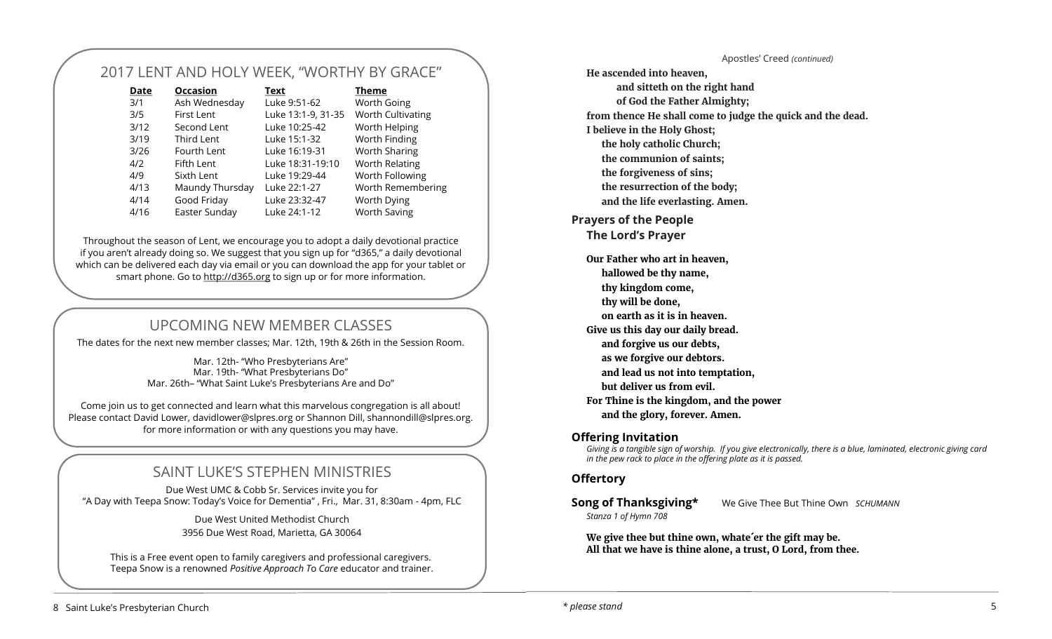## 2017 LENT AND HOLY WEEK, "WORTHY BY GRACE"

| Date | Occasion | Text | Theme |
|---|---|---|---|
| 3/1 | Ash Wednesday | Luke 9:51-62 | Worth Going |
| 3/5 | First Lent | Luke 13:1-9, 31-35 | Worth Cultivating |
| 3/12 | Second Lent | Luke 10:25-42 | Worth Helping |
| 3/19 | Third Lent | Luke 15:1-32 | Worth Finding |
| 3/26 | Fourth Lent | Luke 16:19-31 | Worth Sharing |
| 4/2 | Fifth Lent | Luke 18:31-19:10 | Worth Relating |
| 4/9 | Sixth Lent | Luke 19:29-44 | Worth Following |
| 4/13 | Maundy Thursday | Luke 22:1-27 | Worth Remembering |
| 4/14 | Good Friday | Luke 23:32-47 | Worth Dying |
| 4/16 | Easter Sunday | Luke 24:1-12 | Worth Saving |

Throughout the season of Lent, we encourage you to adopt a daily devotional practice if you aren't already doing so. We suggest that you sign up for "d365," a daily devotional which can be delivered each day via email or you can download the app for your tablet or smart phone. Go to http://d365.org to sign up or for more information.

## UPCOMING NEW MEMBER CLASSES

The dates for the next new member classes; Mar. 12th, 19th & 26th in the Session Room.

Mar. 12th- "Who Presbyterians Are"
Mar. 19th- "What Presbyterians Do"
Mar. 26th– "What Saint Luke's Presbyterians Are and Do"

Come join us to get connected and learn what this marvelous congregation is all about! Please contact David Lower, davidlower@slpres.org or Shannon Dill, shannondill@slpres.org. for more information or with any questions you may have.

## SAINT LUKE'S STEPHEN MINISTRIES

Due West UMC & Cobb Sr. Services invite you for
"A Day with Teepa Snow: Today's Voice for Dementia" , Fri., Mar. 31, 8:30am - 4pm, FLC

Due West United Methodist Church
3956 Due West Road, Marietta, GA 30064

This is a Free event open to family caregivers and professional caregivers. Teepa Snow is a renowned *Positive Approach To Care* educator and trainer.

Apostles' Creed *(continued)*

**He ascended into heaven,**
**and sitteth on the right hand**
**of God the Father Almighty;**
**from thence He shall come to judge the quick and the dead.**
**I believe in the Holy Ghost;**
**the holy catholic Church;**
**the communion of saints;**
**the forgiveness of sins;**
**the resurrection of the body;**
**and the life everlasting. Amen.**

### Prayers of the People
### The Lord's Prayer

**Our Father who art in heaven,**
**hallowed be thy name,**
**thy kingdom come,**
**thy will be done,**
**on earth as it is in heaven.**
**Give us this day our daily bread.**
**and forgive us our debts,**
**as we forgive our debtors.**
**and lead us not into temptation,**
**but deliver us from evil.**
**For Thine is the kingdom, and the power**
**and the glory, forever. Amen.**

### Offering Invitation

*Giving is a tangible sign of worship. If you give electronically, there is a blue, laminated, electronic giving card in the pew rack to place in the offering plate as it is passed.*

### Offertory

**Song of Thanksgiving*** We Give Thee But Thine Own *SCHUMANN*
*Stanza 1 of Hymn 708*

**We give thee but thine own, whate´er the gift may be.**
**All that we have is thine alone, a trust, O Lord, from thee.**

*\* please stand*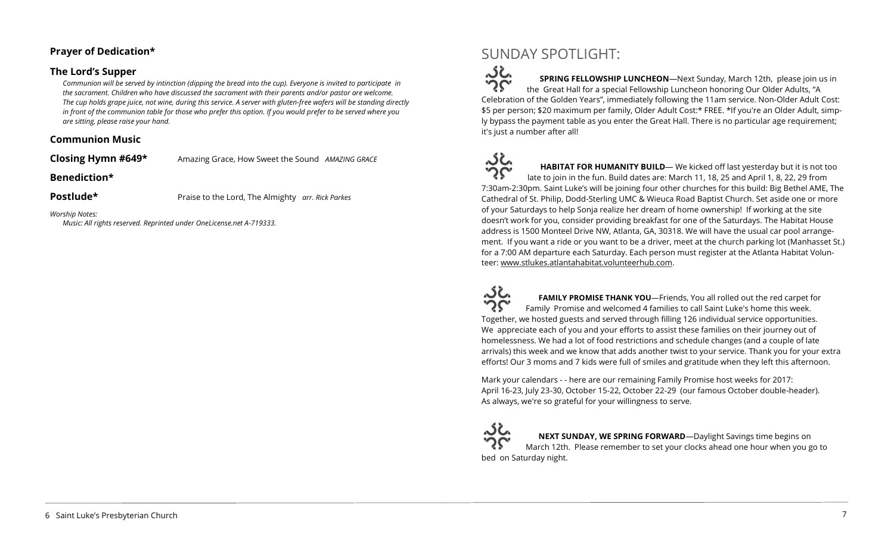### Prayer of Dedication*

### The Lord's Supper

*Communion will be served by intinction (dipping the bread into the cup). Everyone is invited to participate in the sacrament. Children who have discussed the sacrament with their parents and/or pastor are welcome. The cup holds grape juice, not wine, during this service. A server with gluten-free wafers will be standing directly in front of the communion table for those who prefer this option. If you would prefer to be served where you are sitting, please raise your hand.*

### Communion Music

**Closing Hymn #649*** Amazing Grace, How Sweet the Sound *AMAZING GRACE*

**Benediction***

**Postlude*** Praise to the Lord, The Almighty *arr. Rick Parkes*

*Worship Notes:*
*Music: All rights reserved. Reprinted under OneLicense.net A-719333.*

# SUNDAY SPOTLIGHT:

**SPRING FELLOWSHIP LUNCHEON**—Next Sunday, March 12th, please join us in the Great Hall for a special Fellowship Luncheon honoring Our Older Adults, "A Celebration of the Golden Years", immediately following the 11am service. Non-Older Adult Cost: $5 per person; $20 maximum per family, Older Adult Cost:* FREE. *If you're an Older Adult, simply bypass the payment table as you enter the Great Hall. There is no particular age requirement; it's just a number after all!

**HABITAT FOR HUMANITY BUILD**— We kicked off last yesterday but it is not too late to join in the fun. Build dates are: March 11, 18, 25 and April 1, 8, 22, 29 from 7:30am-2:30pm. Saint Luke's will be joining four other churches for this build: Big Bethel AME, The Cathedral of St. Philip, Dodd-Sterling UMC & Wieuca Road Baptist Church. Set aside one or more of your Saturdays to help Sonja realize her dream of home ownership! If working at the site doesn't work for you, consider providing breakfast for one of the Saturdays. The Habitat House address is 1500 Monteel Drive NW, Atlanta, GA, 30318. We will have the usual car pool arrangement. If you want a ride or you want to be a driver, meet at the church parking lot (Manhasset St.) for a 7:00 AM departure each Saturday. Each person must register at the Atlanta Habitat Volunteer: www.stlukes.atlantahabitat.volunteerhub.com.

**FAMILY PROMISE THANK YOU**—Friends, You all rolled out the red carpet for Family Promise and welcomed 4 families to call Saint Luke's home this week. Together, we hosted guests and served through filling 126 individual service opportunities. We appreciate each of you and your efforts to assist these families on their journey out of homelessness. We had a lot of food restrictions and schedule changes (and a couple of late arrivals) this week and we know that adds another twist to your service. Thank you for your extra efforts! Our 3 moms and 7 kids were full of smiles and gratitude when they left this afternoon.

Mark your calendars - - here are our remaining Family Promise host weeks for 2017: April 16-23, July 23-30, October 15-22, October 22-29 (our famous October double-header). As always, we're so grateful for your willingness to serve.

**NEXT SUNDAY, WE SPRING FORWARD**—Daylight Savings time begins on March 12th. Please remember to set your clocks ahead one hour when you go to bed on Saturday night.